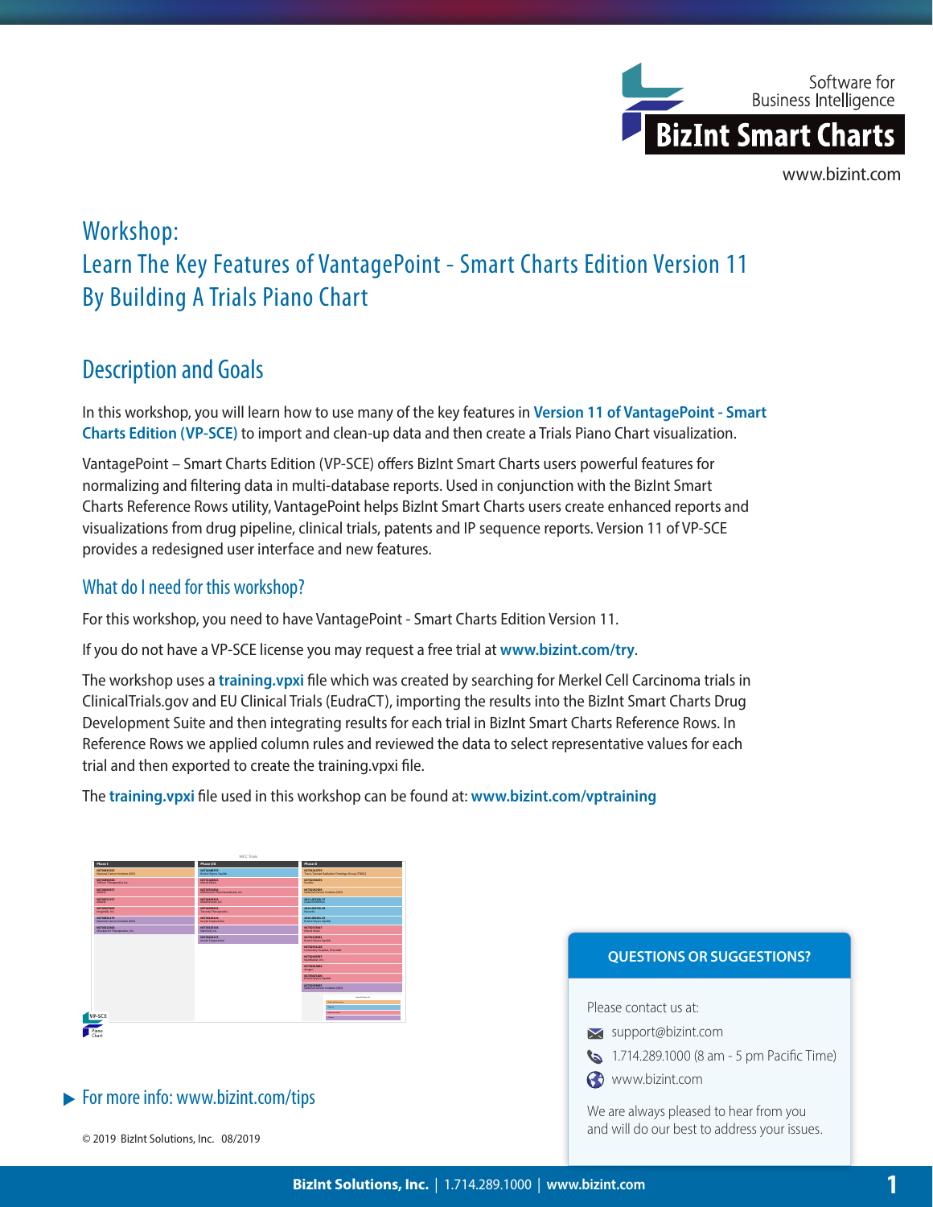Software for Business Intelligence

**BizInt Smart Charts**

www.bizint.com

# Workshop: Learn The Key Features of VantagePoint - Smart Charts Edition Version 11 By Building A Trials Piano Chart

## Description and Goals

In this workshop, you will learn how to use many of the key features in **Version 11 of VantagePoint - Smart Charts Edition (VP-SCE)** to import and clean-up data and then create a Trials Piano Chart visualization.

VantagePoint – Smart Charts Edition (VP-SCE) offers BizInt Smart Charts users powerful features for normalizing and filtering data in multi-database reports. Used in conjunction with the BizInt Smart Charts Reference Rows utility, VantagePoint helps BizInt Smart Charts users create enhanced reports and visualizations from drug pipeline, clinical trials, patents and IP sequence reports. Version 11 of VP-SCE provides a redesigned user interface and new features.

### What do I need for this workshop?

For this workshop, you need to have VantagePoint - Smart Charts Edition Version 11.

If you do not have a VP-SCE license you may request a free trial at **www.bizint.com/try**.

The workshop uses a **training.vpxi** file which was created by searching for Merkel Cell Carcinoma trials in ClinicalTrials.gov and EU Clinical Trials (EudraCT), importing the results into the BizInt Smart Charts Drug Development Suite and then integrating results for each trial in BizInt Smart Charts Reference Rows. In Reference Rows we applied column rules and reviewed the data to select representative values for each trial and then exported to create the training.vpxi file.

The **training.vpxi** file used in this workshop can be found at: **www.bizint.com/vptraining**

▶ For more info: www.bizint.com/tips

**QUESTIONS OR SUGGESTIONS?**

Please contact us at:

- support@bizint.com
- 1.714.289.1000 (8 am - 5 pm Pacific Time)
- www.bizint.com

We are always pleased to hear from you and will do our best to address your issues.

© 2019 BizInt Solutions, Inc. 08/2019

**BizInt Solutions, Inc.** | 1.714.289.1000 | **www.bizint.com**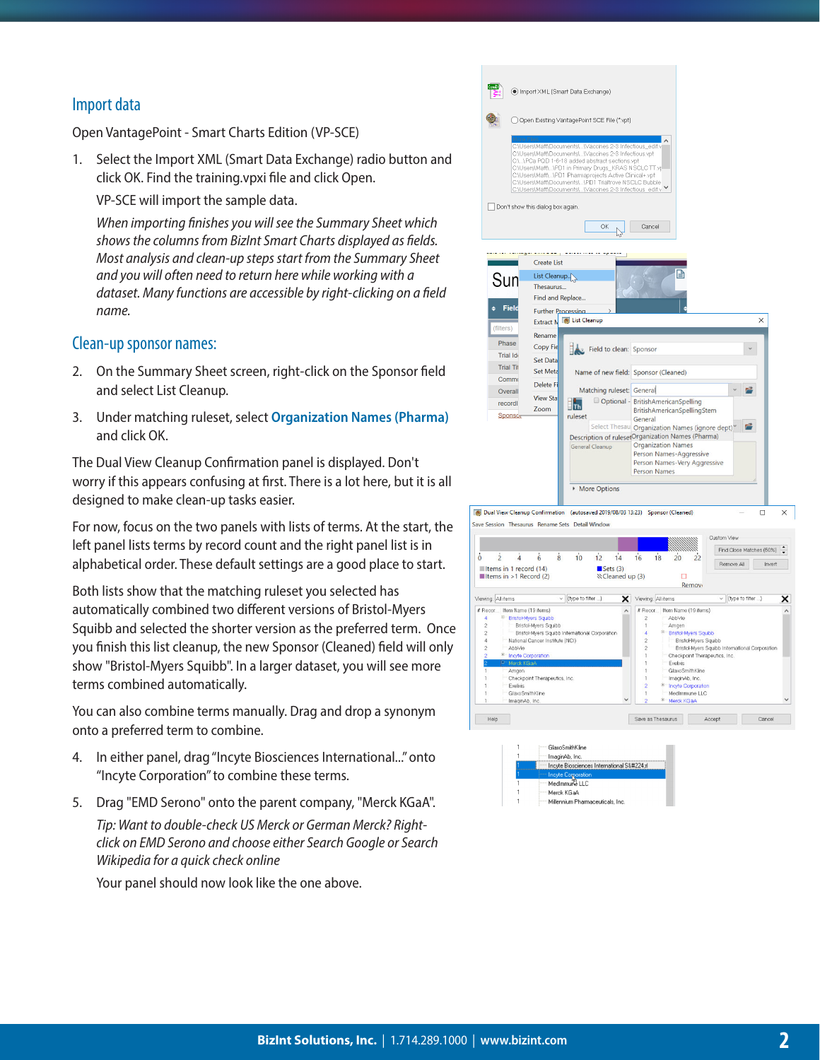## Import data

Open VantagePoint - Smart Charts Edition (VP-SCE)

1. Select the Import XML (Smart Data Exchange) radio button and click OK. Find the training.vpxi file and click Open.

   VP-SCE will import the sample data.

   *When importing finishes you will see the Summary Sheet which shows the columns from BizInt Smart Charts displayed as fields. Most analysis and clean-up steps start from the Summary Sheet and you will often need to return here while working with a dataset. Many functions are accessible by right-clicking on a field name.*

## Clean-up sponsor names:

2. On the Summary Sheet screen, right-click on the Sponsor field and select List Cleanup.

3. Under matching ruleset, select **Organization Names (Pharma)** and click OK.

The Dual View Cleanup Confirmation panel is displayed. Don't worry if this appears confusing at first. There is a lot here, but it is all designed to make clean-up tasks easier.

For now, focus on the two panels with lists of terms. At the start, the left panel lists terms by record count and the right panel list is in alphabetical order. These default settings are a good place to start.

Both lists show that the matching ruleset you selected has automatically combined two different versions of Bristol-Myers Squibb and selected the shorter version as the preferred term. Once you finish this list cleanup, the new Sponsor (Cleaned) field will only show "Bristol-Myers Squibb". In a larger dataset, you will see more terms combined automatically.

You can also combine terms manually. Drag and drop a synonym onto a preferred term to combine.

4. In either panel, drag "Incyte Biosciences International..." onto "Incyte Corporation" to combine these terms.

5. Drag "EMD Serono" onto the parent company, "Merck KGaA".

   *Tip: Want to double-check US Merck or German Merck? Right-click on EMD Serono and choose either Search Google or Search Wikipedia for a quick check online*

   Your panel should now look like the one above.

**BizInt Solutions, Inc.** | 1.714.289.1000 | **www.bizint.com**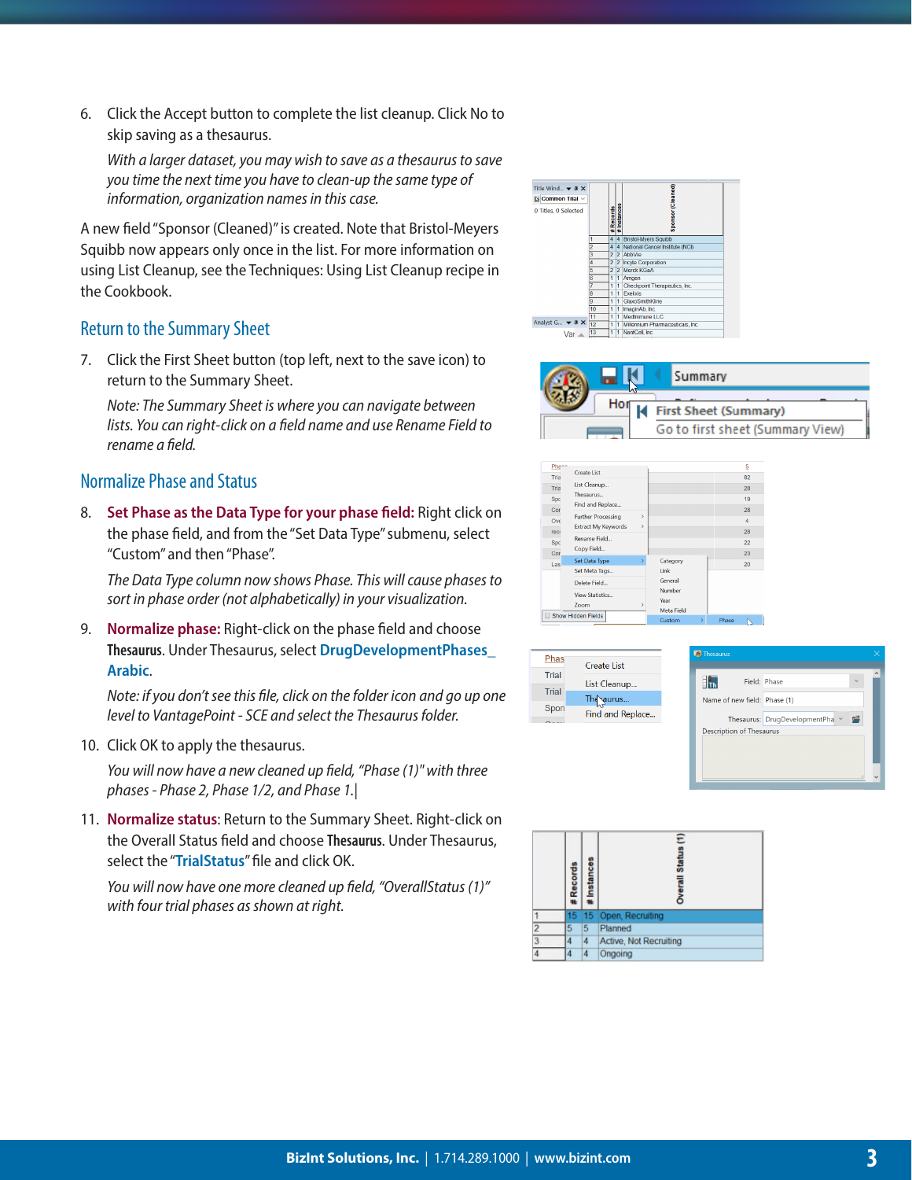6. Click the Accept button to complete the list cleanup. Click No to skip saving as a thesaurus.

   *With a larger dataset, you may wish to save as a thesaurus to save you time the next time you have to clean-up the same type of information, organization names in this case.*

A new field "Sponsor (Cleaned)" is created. Note that Bristol-Meyers Squibb now appears only once in the list. For more information on using List Cleanup, see the Techniques: Using List Cleanup recipe in the Cookbook.

## Return to the Summary Sheet

7. Click the First Sheet button (top left, next to the save icon) to return to the Summary Sheet.

   *Note: The Summary Sheet is where you can navigate between lists. You can right-click on a field name and use Rename Field to rename a field.*

## Normalize Phase and Status

8. **Set Phase as the Data Type for your phase field:** Right click on the phase field, and from the "Set Data Type" submenu, select "Custom" and then "Phase".

   *The Data Type column now shows Phase. This will cause phases to sort in phase order (not alphabetically) in your visualization.*

9. **Normalize phase:** Right-click on the phase field and choose **Thesaurus**. Under Thesaurus, select **DrugDevelopmentPhases_Arabic**.

   *Note: if you don't see this file, click on the folder icon and go up one level to VantagePoint - SCE and select the Thesaurus folder.*

10. Click OK to apply the thesaurus.

    *You will now have a new cleaned up field, "Phase (1)" with three phases - Phase 2, Phase 1/2, and Phase 1.|*

11. **Normalize status**: Return to the Summary Sheet. Right-click on the Overall Status field and choose **Thesaurus**. Under Thesaurus, select the "**TrialStatus**" file and click OK.

    *You will now have one more cleaned up field, "OverallStatus (1)" with four trial phases as shown at right.*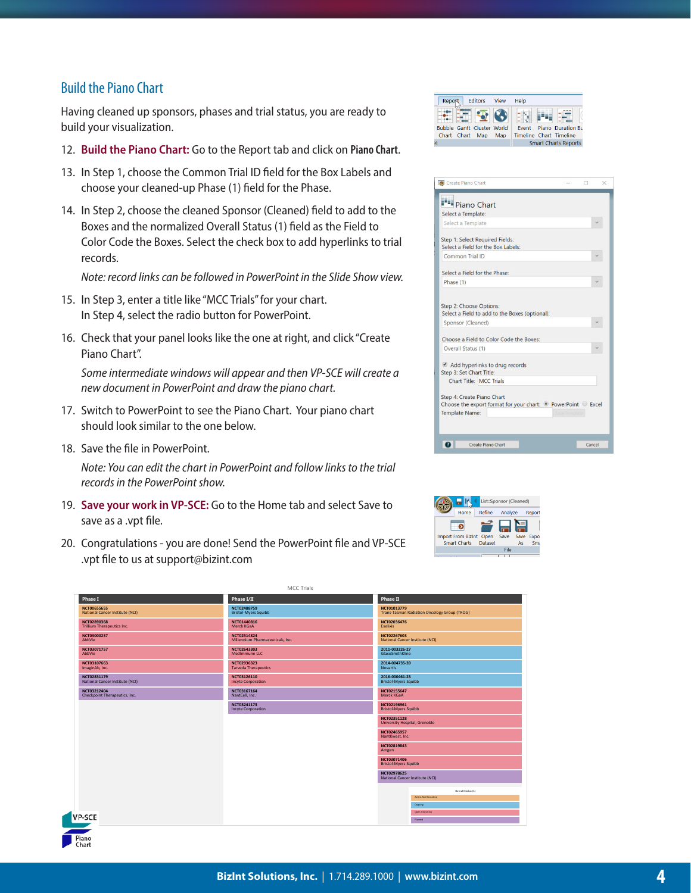## Build the Piano Chart

Having cleaned up sponsors, phases and trial status, you are ready to build your visualization.

12. **Build the Piano Chart:** Go to the Report tab and click on **Piano Chart**.
13. In Step 1, choose the Common Trial ID field for the Box Labels and choose your cleaned-up Phase (1) field for the Phase.
14. In Step 2, choose the cleaned Sponsor (Cleaned) field to add to the Boxes and the normalized Overall Status (1) field as the Field to Color Code the Boxes. Select the check box to add hyperlinks to trial records.

    *Note: record links can be followed in PowerPoint in the Slide Show view.*
15. In Step 3, enter a title like "MCC Trials" for your chart.
    In Step 4, select the radio button for PowerPoint.
16. Check that your panel looks like the one at right, and click "Create Piano Chart".

    *Some intermediate windows will appear and then VP-SCE will create a new document in PowerPoint and draw the piano chart.*
17. Switch to PowerPoint to see the Piano Chart. Your piano chart should look similar to the one below.
18. Save the file in PowerPoint.

    *Note: You can edit the chart in PowerPoint and follow links to the trial records in the PowerPoint show.*
19. **Save your work in VP-SCE:** Go to the Home tab and select Save to save as a .vpt file.
20. Congratulations - you are done! Send the PowerPoint file and VP-SCE .vpt file to us at support@bizint.com

BizInt Solutions, Inc. | 1.714.289.1000 | www.bizint.com